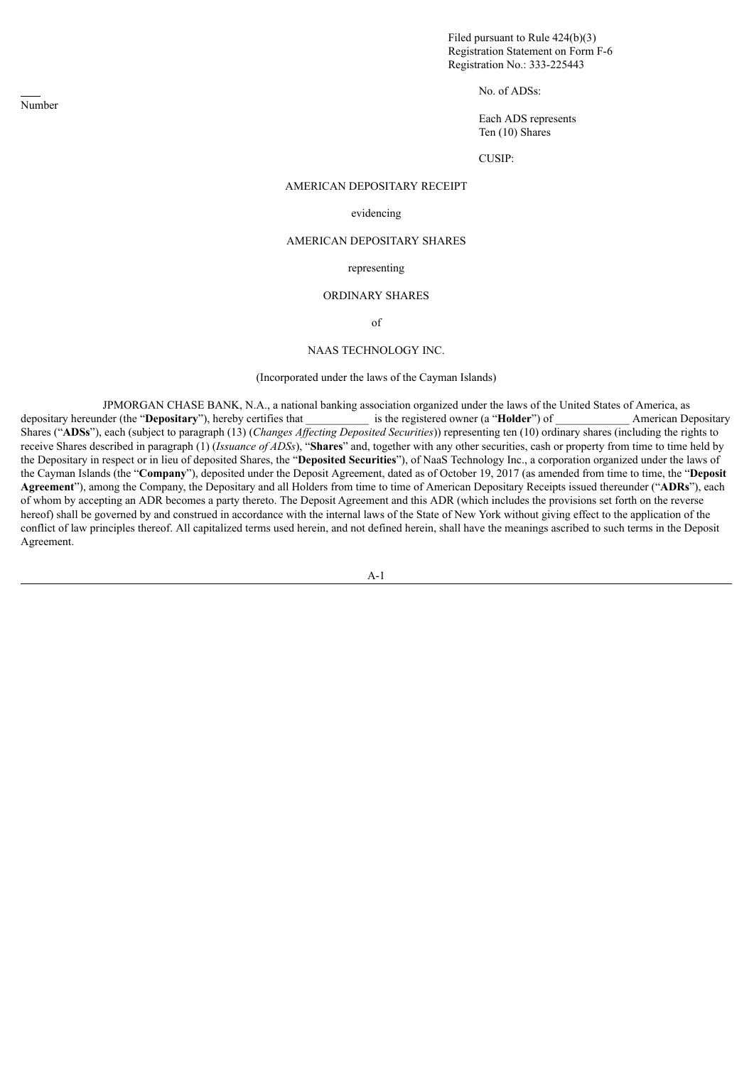Filed pursuant to Rule 424(b)(3)
Registration Statement on Form F-6
Registration No.: 333-225443

Number

No. of ADSs:

Each ADS represents
Ten (10) Shares

CUSIP:

AMERICAN DEPOSITARY RECEIPT

evidencing

AMERICAN DEPOSITARY SHARES

representing

ORDINARY SHARES

of

NAAS TECHNOLOGY INC.

(Incorporated under the laws of the Cayman Islands)

JPMORGAN CHASE BANK, N.A., a national banking association organized under the laws of the United States of America, as depositary hereunder (the "**Depositary**"), hereby certifies that ___________ is the registered owner (a "**Holder**") of _____________ American Depositary Shares ("**ADSs**"), each (subject to paragraph (13) (*Changes Affecting Deposited Securities*)) representing ten (10) ordinary shares (including the rights to receive Shares described in paragraph (1) (*Issuance of ADSs*), "**Shares**" and, together with any other securities, cash or property from time to time held by the Depositary in respect or in lieu of deposited Shares, the "**Deposited Securities**"), of NaaS Technology Inc., a corporation organized under the laws of the Cayman Islands (the "**Company**"), deposited under the Deposit Agreement, dated as of October 19, 2017 (as amended from time to time, the "**Deposit Agreement**"), among the Company, the Depositary and all Holders from time to time of American Depositary Receipts issued thereunder ("**ADRs**"), each of whom by accepting an ADR becomes a party thereto. The Deposit Agreement and this ADR (which includes the provisions set forth on the reverse hereof) shall be governed by and construed in accordance with the internal laws of the State of New York without giving effect to the application of the conflict of law principles thereof. All capitalized terms used herein, and not defined herein, shall have the meanings ascribed to such terms in the Deposit Agreement.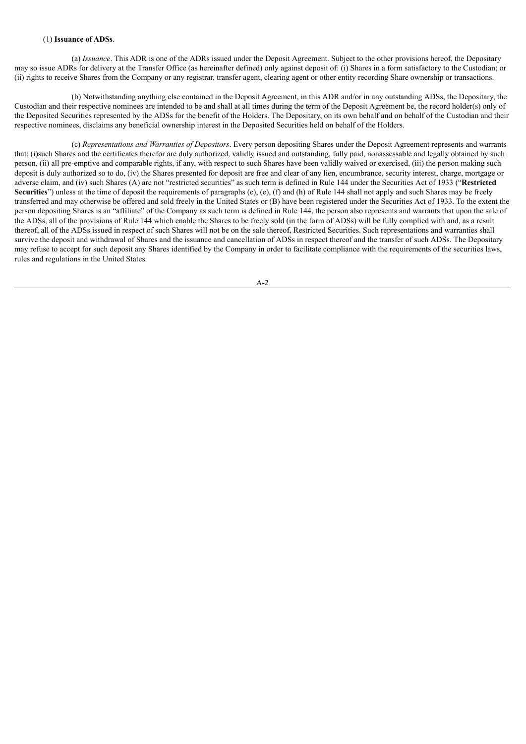(1) **Issuance of ADSs**.

(a) *Issuance*. This ADR is one of the ADRs issued under the Deposit Agreement. Subject to the other provisions hereof, the Depositary may so issue ADRs for delivery at the Transfer Office (as hereinafter defined) only against deposit of: (i) Shares in a form satisfactory to the Custodian; or (ii) rights to receive Shares from the Company or any registrar, transfer agent, clearing agent or other entity recording Share ownership or transactions.

(b) Notwithstanding anything else contained in the Deposit Agreement, in this ADR and/or in any outstanding ADSs, the Depositary, the Custodian and their respective nominees are intended to be and shall at all times during the term of the Deposit Agreement be, the record holder(s) only of the Deposited Securities represented by the ADSs for the benefit of the Holders. The Depositary, on its own behalf and on behalf of the Custodian and their respective nominees, disclaims any beneficial ownership interest in the Deposited Securities held on behalf of the Holders.

(c) *Representations and Warranties of Depositors*. Every person depositing Shares under the Deposit Agreement represents and warrants that: (i)such Shares and the certificates therefor are duly authorized, validly issued and outstanding, fully paid, nonassessable and legally obtained by such person, (ii) all pre-emptive and comparable rights, if any, with respect to such Shares have been validly waived or exercised, (iii) the person making such deposit is duly authorized so to do, (iv) the Shares presented for deposit are free and clear of any lien, encumbrance, security interest, charge, mortgage or adverse claim, and (iv) such Shares (A) are not "restricted securities" as such term is defined in Rule 144 under the Securities Act of 1933 ("**Restricted Securities**") unless at the time of deposit the requirements of paragraphs (c), (e), (f) and (h) of Rule 144 shall not apply and such Shares may be freely transferred and may otherwise be offered and sold freely in the United States or (B) have been registered under the Securities Act of 1933. To the extent the person depositing Shares is an "affiliate" of the Company as such term is defined in Rule 144, the person also represents and warrants that upon the sale of the ADSs, all of the provisions of Rule 144 which enable the Shares to be freely sold (in the form of ADSs) will be fully complied with and, as a result thereof, all of the ADSs issued in respect of such Shares will not be on the sale thereof, Restricted Securities. Such representations and warranties shall survive the deposit and withdrawal of Shares and the issuance and cancellation of ADSs in respect thereof and the transfer of such ADSs. The Depositary may refuse to accept for such deposit any Shares identified by the Company in order to facilitate compliance with the requirements of the securities laws, rules and regulations in the United States.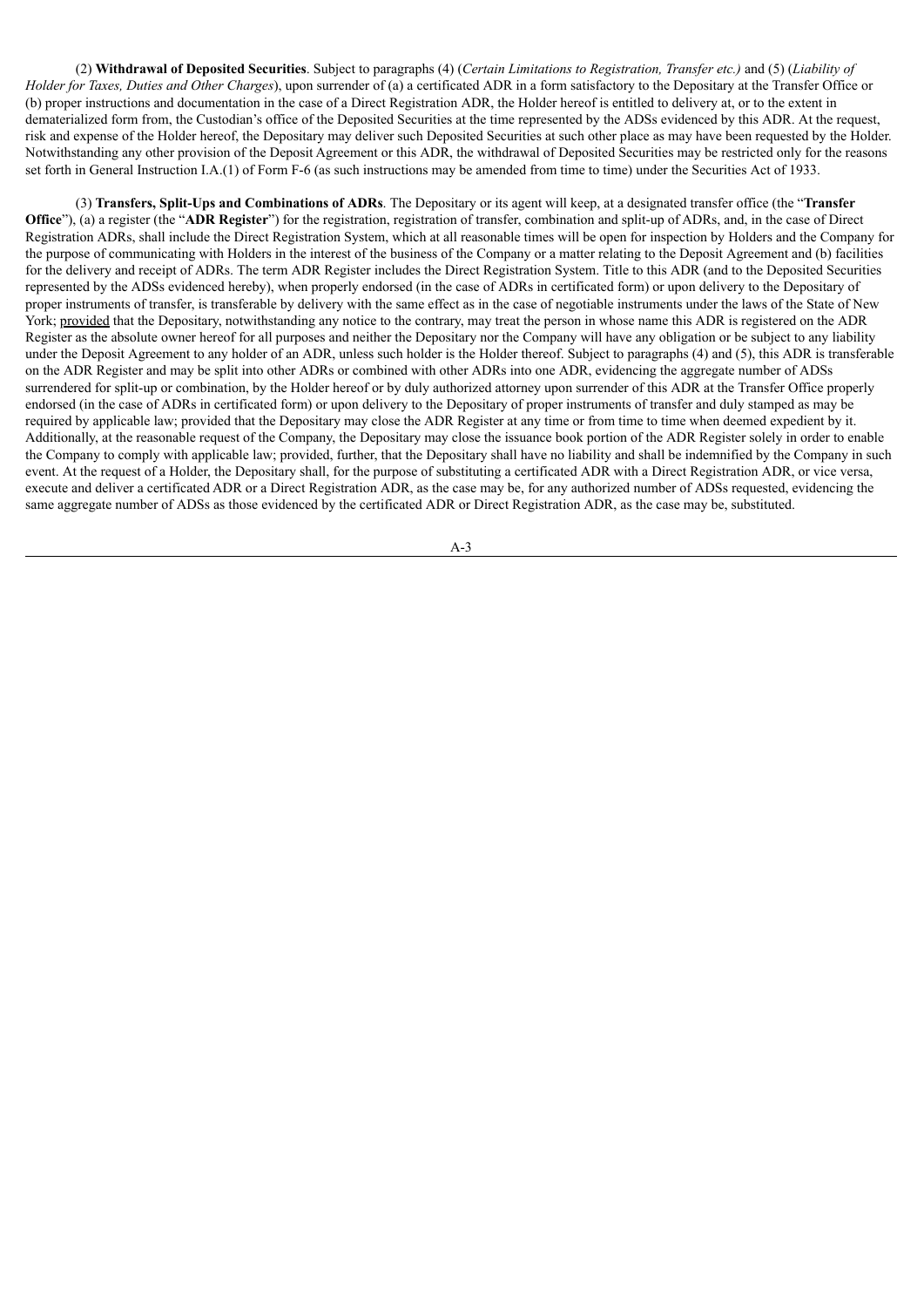(2) **Withdrawal of Deposited Securities**. Subject to paragraphs (4) (*Certain Limitations to Registration, Transfer etc.)* and (5) (*Liability of Holder for Taxes, Duties and Other Charges*), upon surrender of (a) a certificated ADR in a form satisfactory to the Depositary at the Transfer Office or (b) proper instructions and documentation in the case of a Direct Registration ADR, the Holder hereof is entitled to delivery at, or to the extent in dematerialized form from, the Custodian's office of the Deposited Securities at the time represented by the ADSs evidenced by this ADR. At the request, risk and expense of the Holder hereof, the Depositary may deliver such Deposited Securities at such other place as may have been requested by the Holder. Notwithstanding any other provision of the Deposit Agreement or this ADR, the withdrawal of Deposited Securities may be restricted only for the reasons set forth in General Instruction I.A.(1) of Form F-6 (as such instructions may be amended from time to time) under the Securities Act of 1933.

(3) **Transfers, Split-Ups and Combinations of ADRs**. The Depositary or its agent will keep, at a designated transfer office (the "**Transfer Office**"), (a) a register (the "**ADR Register**") for the registration, registration of transfer, combination and split-up of ADRs, and, in the case of Direct Registration ADRs, shall include the Direct Registration System, which at all reasonable times will be open for inspection by Holders and the Company for the purpose of communicating with Holders in the interest of the business of the Company or a matter relating to the Deposit Agreement and (b) facilities for the delivery and receipt of ADRs. The term ADR Register includes the Direct Registration System. Title to this ADR (and to the Deposited Securities represented by the ADSs evidenced hereby), when properly endorsed (in the case of ADRs in certificated form) or upon delivery to the Depositary of proper instruments of transfer, is transferable by delivery with the same effect as in the case of negotiable instruments under the laws of the State of New York; provided that the Depositary, notwithstanding any notice to the contrary, may treat the person in whose name this ADR is registered on the ADR Register as the absolute owner hereof for all purposes and neither the Depositary nor the Company will have any obligation or be subject to any liability under the Deposit Agreement to any holder of an ADR, unless such holder is the Holder thereof. Subject to paragraphs (4) and (5), this ADR is transferable on the ADR Register and may be split into other ADRs or combined with other ADRs into one ADR, evidencing the aggregate number of ADSs surrendered for split-up or combination, by the Holder hereof or by duly authorized attorney upon surrender of this ADR at the Transfer Office properly endorsed (in the case of ADRs in certificated form) or upon delivery to the Depositary of proper instruments of transfer and duly stamped as may be required by applicable law; provided that the Depositary may close the ADR Register at any time or from time to time when deemed expedient by it. Additionally, at the reasonable request of the Company, the Depositary may close the issuance book portion of the ADR Register solely in order to enable the Company to comply with applicable law; provided, further, that the Depositary shall have no liability and shall be indemnified by the Company in such event. At the request of a Holder, the Depositary shall, for the purpose of substituting a certificated ADR with a Direct Registration ADR, or vice versa, execute and deliver a certificated ADR or a Direct Registration ADR, as the case may be, for any authorized number of ADSs requested, evidencing the same aggregate number of ADSs as those evidenced by the certificated ADR or Direct Registration ADR, as the case may be, substituted.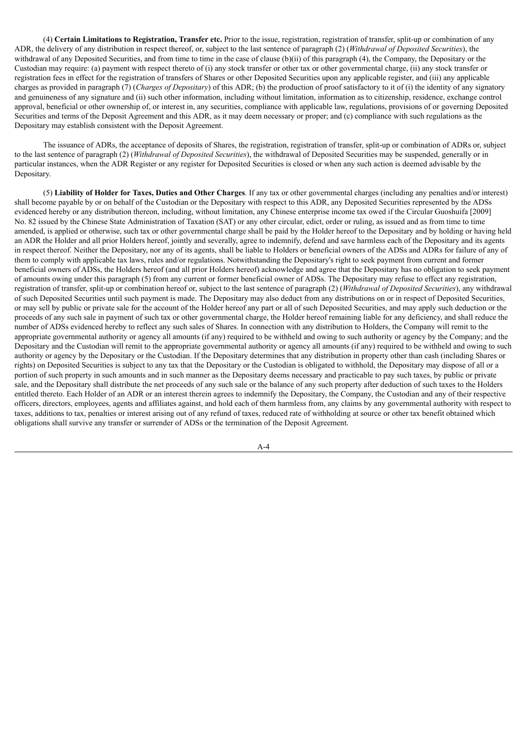(4) **Certain Limitations to Registration, Transfer etc.** Prior to the issue, registration, registration of transfer, split-up or combination of any ADR, the delivery of any distribution in respect thereof, or, subject to the last sentence of paragraph (2) (*Withdrawal of Deposited Securities*), the withdrawal of any Deposited Securities, and from time to time in the case of clause (b)(ii) of this paragraph (4), the Company, the Depositary or the Custodian may require: (a) payment with respect thereto of (i) any stock transfer or other tax or other governmental charge, (ii) any stock transfer or registration fees in effect for the registration of transfers of Shares or other Deposited Securities upon any applicable register, and (iii) any applicable charges as provided in paragraph (7) (*Charges of Depositary*) of this ADR; (b) the production of proof satisfactory to it of (i) the identity of any signatory and genuineness of any signature and (ii) such other information, including without limitation, information as to citizenship, residence, exchange control approval, beneficial or other ownership of, or interest in, any securities, compliance with applicable law, regulations, provisions of or governing Deposited Securities and terms of the Deposit Agreement and this ADR, as it may deem necessary or proper; and (c) compliance with such regulations as the Depositary may establish consistent with the Deposit Agreement.

The issuance of ADRs, the acceptance of deposits of Shares, the registration, registration of transfer, split-up or combination of ADRs or, subject to the last sentence of paragraph (2) (*Withdrawal of Deposited Securities*), the withdrawal of Deposited Securities may be suspended, generally or in particular instances, when the ADR Register or any register for Deposited Securities is closed or when any such action is deemed advisable by the Depositary.

(5) **Liability of Holder for Taxes, Duties and Other Charges**. If any tax or other governmental charges (including any penalties and/or interest) shall become payable by or on behalf of the Custodian or the Depositary with respect to this ADR, any Deposited Securities represented by the ADSs evidenced hereby or any distribution thereon, including, without limitation, any Chinese enterprise income tax owed if the Circular Guoshuifa [2009] No. 82 issued by the Chinese State Administration of Taxation (SAT) or any other circular, edict, order or ruling, as issued and as from time to time amended, is applied or otherwise, such tax or other governmental charge shall be paid by the Holder hereof to the Depositary and by holding or having held an ADR the Holder and all prior Holders hereof, jointly and severally, agree to indemnify, defend and save harmless each of the Depositary and its agents in respect thereof. Neither the Depositary, nor any of its agents, shall be liable to Holders or beneficial owners of the ADSs and ADRs for failure of any of them to comply with applicable tax laws, rules and/or regulations. Notwithstanding the Depositary's right to seek payment from current and former beneficial owners of ADSs, the Holders hereof (and all prior Holders hereof) acknowledge and agree that the Depositary has no obligation to seek payment of amounts owing under this paragraph (5) from any current or former beneficial owner of ADSs. The Depositary may refuse to effect any registration, registration of transfer, split-up or combination hereof or, subject to the last sentence of paragraph (2) (*Withdrawal of Deposited Securities*), any withdrawal of such Deposited Securities until such payment is made. The Depositary may also deduct from any distributions on or in respect of Deposited Securities, or may sell by public or private sale for the account of the Holder hereof any part or all of such Deposited Securities, and may apply such deduction or the proceeds of any such sale in payment of such tax or other governmental charge, the Holder hereof remaining liable for any deficiency, and shall reduce the number of ADSs evidenced hereby to reflect any such sales of Shares. In connection with any distribution to Holders, the Company will remit to the appropriate governmental authority or agency all amounts (if any) required to be withheld and owing to such authority or agency by the Company; and the Depositary and the Custodian will remit to the appropriate governmental authority or agency all amounts (if any) required to be withheld and owing to such authority or agency by the Depositary or the Custodian. If the Depositary determines that any distribution in property other than cash (including Shares or rights) on Deposited Securities is subject to any tax that the Depositary or the Custodian is obligated to withhold, the Depositary may dispose of all or a portion of such property in such amounts and in such manner as the Depositary deems necessary and practicable to pay such taxes, by public or private sale, and the Depositary shall distribute the net proceeds of any such sale or the balance of any such property after deduction of such taxes to the Holders entitled thereto. Each Holder of an ADR or an interest therein agrees to indemnify the Depositary, the Company, the Custodian and any of their respective officers, directors, employees, agents and affiliates against, and hold each of them harmless from, any claims by any governmental authority with respect to taxes, additions to tax, penalties or interest arising out of any refund of taxes, reduced rate of withholding at source or other tax benefit obtained which obligations shall survive any transfer or surrender of ADSs or the termination of the Deposit Agreement.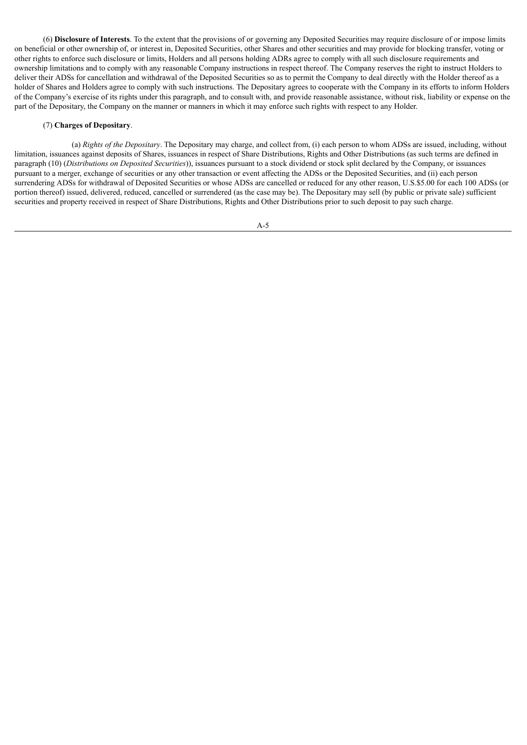(6) **Disclosure of Interests**. To the extent that the provisions of or governing any Deposited Securities may require disclosure of or impose limits on beneficial or other ownership of, or interest in, Deposited Securities, other Shares and other securities and may provide for blocking transfer, voting or other rights to enforce such disclosure or limits, Holders and all persons holding ADRs agree to comply with all such disclosure requirements and ownership limitations and to comply with any reasonable Company instructions in respect thereof. The Company reserves the right to instruct Holders to deliver their ADSs for cancellation and withdrawal of the Deposited Securities so as to permit the Company to deal directly with the Holder thereof as a holder of Shares and Holders agree to comply with such instructions. The Depositary agrees to cooperate with the Company in its efforts to inform Holders of the Company's exercise of its rights under this paragraph, and to consult with, and provide reasonable assistance, without risk, liability or expense on the part of the Depositary, the Company on the manner or manners in which it may enforce such rights with respect to any Holder.

(7) **Charges of Depositary**.

(a) *Rights of the Depositary*. The Depositary may charge, and collect from, (i) each person to whom ADSs are issued, including, without limitation, issuances against deposits of Shares, issuances in respect of Share Distributions, Rights and Other Distributions (as such terms are defined in paragraph (10) (*Distributions on Deposited Securities*)), issuances pursuant to a stock dividend or stock split declared by the Company, or issuances pursuant to a merger, exchange of securities or any other transaction or event affecting the ADSs or the Deposited Securities, and (ii) each person surrendering ADSs for withdrawal of Deposited Securities or whose ADSs are cancelled or reduced for any other reason, U.S.$5.00 for each 100 ADSs (or portion thereof) issued, delivered, reduced, cancelled or surrendered (as the case may be). The Depositary may sell (by public or private sale) sufficient securities and property received in respect of Share Distributions, Rights and Other Distributions prior to such deposit to pay such charge.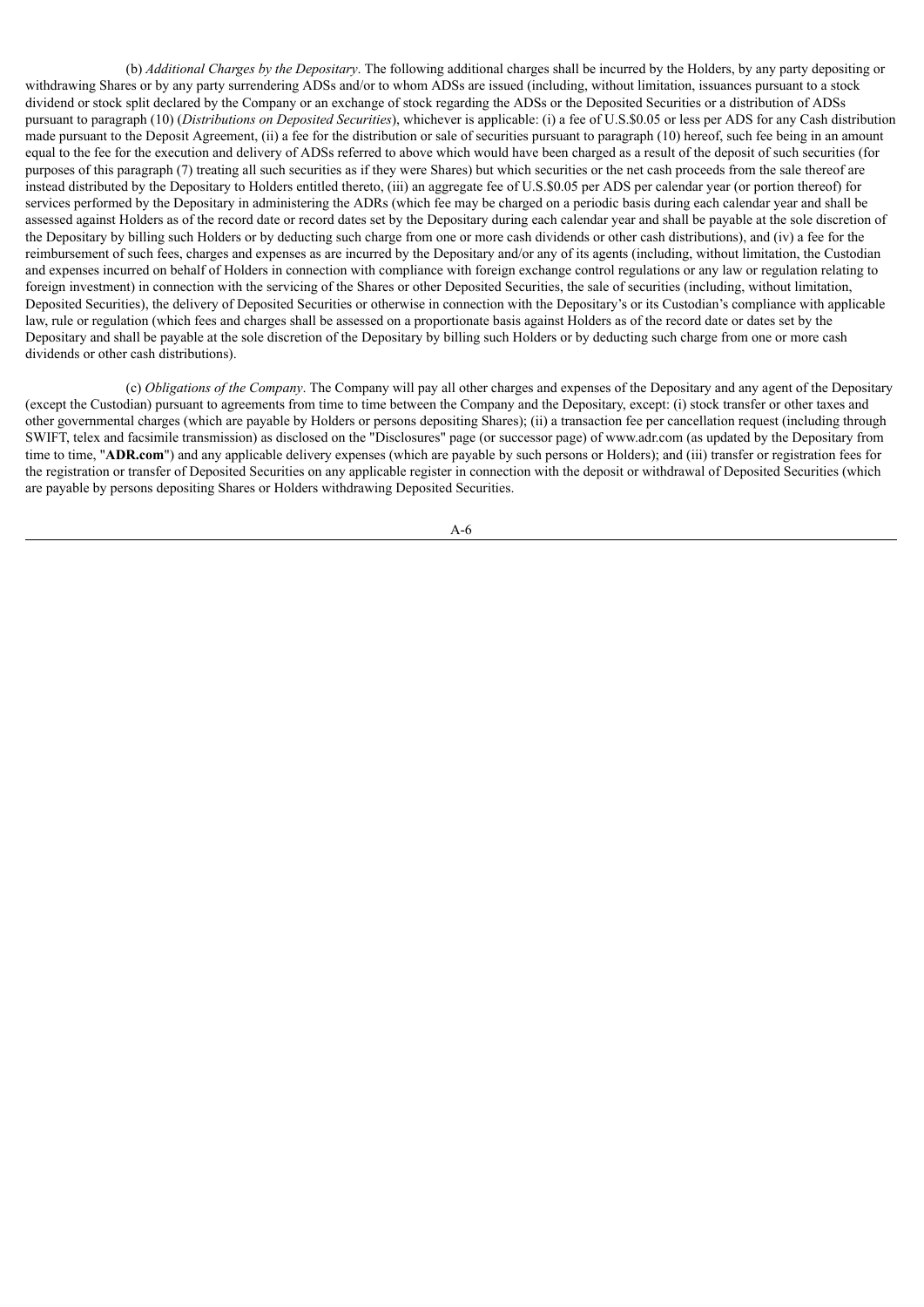(b) *Additional Charges by the Depositary*. The following additional charges shall be incurred by the Holders, by any party depositing or withdrawing Shares or by any party surrendering ADSs and/or to whom ADSs are issued (including, without limitation, issuances pursuant to a stock dividend or stock split declared by the Company or an exchange of stock regarding the ADSs or the Deposited Securities or a distribution of ADSs pursuant to paragraph (10) (*Distributions on Deposited Securities*), whichever is applicable: (i) a fee of U.S.$0.05 or less per ADS for any Cash distribution made pursuant to the Deposit Agreement, (ii) a fee for the distribution or sale of securities pursuant to paragraph (10) hereof, such fee being in an amount equal to the fee for the execution and delivery of ADSs referred to above which would have been charged as a result of the deposit of such securities (for purposes of this paragraph (7) treating all such securities as if they were Shares) but which securities or the net cash proceeds from the sale thereof are instead distributed by the Depositary to Holders entitled thereto, (iii) an aggregate fee of U.S.$0.05 per ADS per calendar year (or portion thereof) for services performed by the Depositary in administering the ADRs (which fee may be charged on a periodic basis during each calendar year and shall be assessed against Holders as of the record date or record dates set by the Depositary during each calendar year and shall be payable at the sole discretion of the Depositary by billing such Holders or by deducting such charge from one or more cash dividends or other cash distributions), and (iv) a fee for the reimbursement of such fees, charges and expenses as are incurred by the Depositary and/or any of its agents (including, without limitation, the Custodian and expenses incurred on behalf of Holders in connection with compliance with foreign exchange control regulations or any law or regulation relating to foreign investment) in connection with the servicing of the Shares or other Deposited Securities, the sale of securities (including, without limitation, Deposited Securities), the delivery of Deposited Securities or otherwise in connection with the Depositary's or its Custodian's compliance with applicable law, rule or regulation (which fees and charges shall be assessed on a proportionate basis against Holders as of the record date or dates set by the Depositary and shall be payable at the sole discretion of the Depositary by billing such Holders or by deducting such charge from one or more cash dividends or other cash distributions).

(c) *Obligations of the Company*. The Company will pay all other charges and expenses of the Depositary and any agent of the Depositary (except the Custodian) pursuant to agreements from time to time between the Company and the Depositary, except: (i) stock transfer or other taxes and other governmental charges (which are payable by Holders or persons depositing Shares); (ii) a transaction fee per cancellation request (including through SWIFT, telex and facsimile transmission) as disclosed on the "Disclosures" page (or successor page) of www.adr.com (as updated by the Depositary from time to time, "**ADR.com**") and any applicable delivery expenses (which are payable by such persons or Holders); and (iii) transfer or registration fees for the registration or transfer of Deposited Securities on any applicable register in connection with the deposit or withdrawal of Deposited Securities (which are payable by persons depositing Shares or Holders withdrawing Deposited Securities.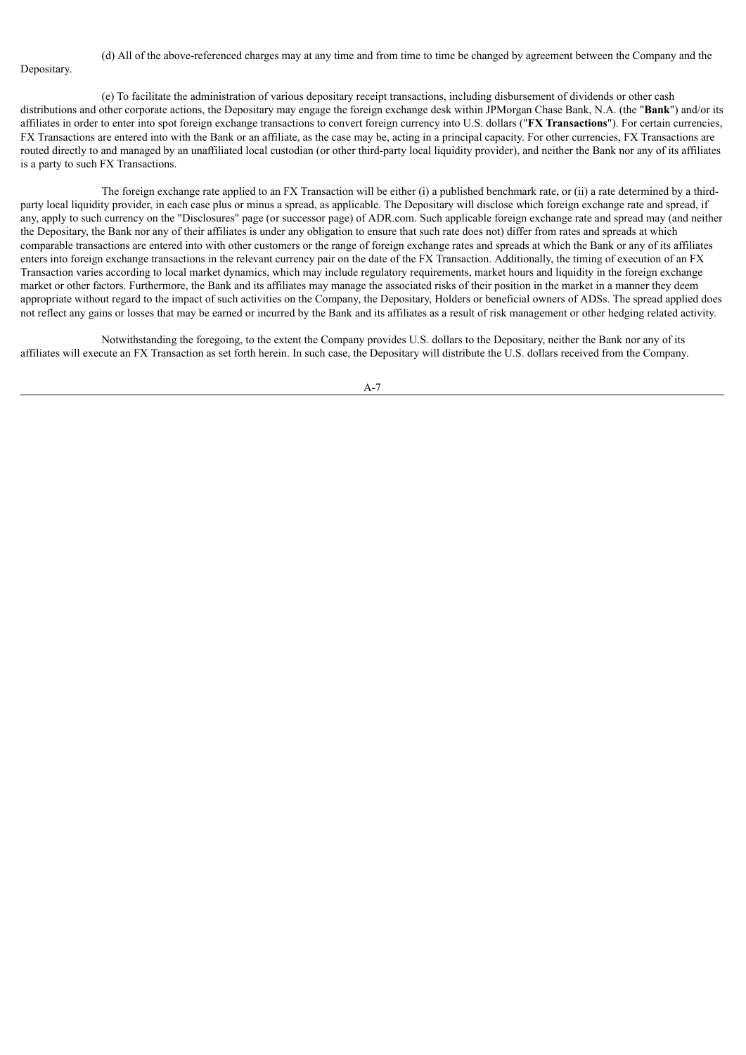(d) All of the above-referenced charges may at any time and from time to time be changed by agreement between the Company and the Depositary.

(e) To facilitate the administration of various depositary receipt transactions, including disbursement of dividends or other cash distributions and other corporate actions, the Depositary may engage the foreign exchange desk within JPMorgan Chase Bank, N.A. (the "**Bank**") and/or its affiliates in order to enter into spot foreign exchange transactions to convert foreign currency into U.S. dollars ("**FX Transactions**"). For certain currencies, FX Transactions are entered into with the Bank or an affiliate, as the case may be, acting in a principal capacity. For other currencies, FX Transactions are routed directly to and managed by an unaffiliated local custodian (or other third-party local liquidity provider), and neither the Bank nor any of its affiliates is a party to such FX Transactions.

The foreign exchange rate applied to an FX Transaction will be either (i) a published benchmark rate, or (ii) a rate determined by a third-party local liquidity provider, in each case plus or minus a spread, as applicable. The Depositary will disclose which foreign exchange rate and spread, if any, apply to such currency on the "Disclosures" page (or successor page) of ADR.com. Such applicable foreign exchange rate and spread may (and neither the Depositary, the Bank nor any of their affiliates is under any obligation to ensure that such rate does not) differ from rates and spreads at which comparable transactions are entered into with other customers or the range of foreign exchange rates and spreads at which the Bank or any of its affiliates enters into foreign exchange transactions in the relevant currency pair on the date of the FX Transaction. Additionally, the timing of execution of an FX Transaction varies according to local market dynamics, which may include regulatory requirements, market hours and liquidity in the foreign exchange market or other factors. Furthermore, the Bank and its affiliates may manage the associated risks of their position in the market in a manner they deem appropriate without regard to the impact of such activities on the Company, the Depositary, Holders or beneficial owners of ADSs. The spread applied does not reflect any gains or losses that may be earned or incurred by the Bank and its affiliates as a result of risk management or other hedging related activity.

Notwithstanding the foregoing, to the extent the Company provides U.S. dollars to the Depositary, neither the Bank nor any of its affiliates will execute an FX Transaction as set forth herein. In such case, the Depositary will distribute the U.S. dollars received from the Company.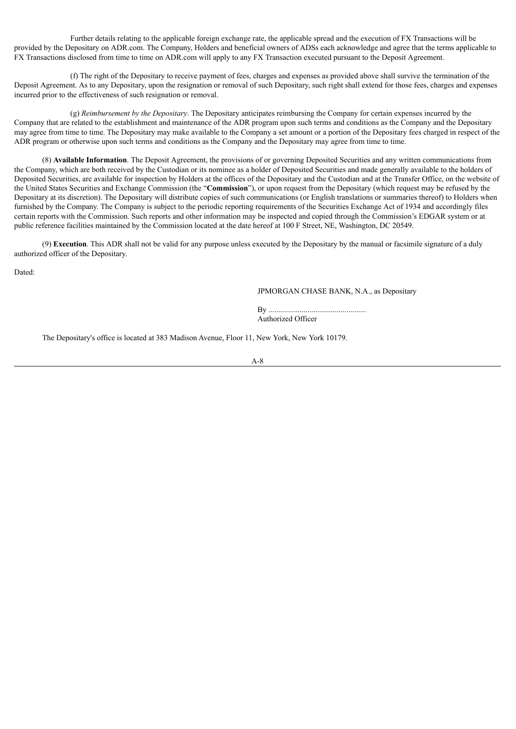Further details relating to the applicable foreign exchange rate, the applicable spread and the execution of FX Transactions will be provided by the Depositary on ADR.com. The Company, Holders and beneficial owners of ADSs each acknowledge and agree that the terms applicable to FX Transactions disclosed from time to time on ADR.com will apply to any FX Transaction executed pursuant to the Deposit Agreement.

(f) The right of the Depositary to receive payment of fees, charges and expenses as provided above shall survive the termination of the Deposit Agreement. As to any Depositary, upon the resignation or removal of such Depositary, such right shall extend for those fees, charges and expenses incurred prior to the effectiveness of such resignation or removal.

(g) *Reimbursement by the Depositary*. The Depositary anticipates reimbursing the Company for certain expenses incurred by the Company that are related to the establishment and maintenance of the ADR program upon such terms and conditions as the Company and the Depositary may agree from time to time. The Depositary may make available to the Company a set amount or a portion of the Depositary fees charged in respect of the ADR program or otherwise upon such terms and conditions as the Company and the Depositary may agree from time to time.

(8) **Available Information**. The Deposit Agreement, the provisions of or governing Deposited Securities and any written communications from the Company, which are both received by the Custodian or its nominee as a holder of Deposited Securities and made generally available to the holders of Deposited Securities, are available for inspection by Holders at the offices of the Depositary and the Custodian and at the Transfer Office, on the website of the United States Securities and Exchange Commission (the "**Commission**"), or upon request from the Depositary (which request may be refused by the Depositary at its discretion). The Depositary will distribute copies of such communications (or English translations or summaries thereof) to Holders when furnished by the Company. The Company is subject to the periodic reporting requirements of the Securities Exchange Act of 1934 and accordingly files certain reports with the Commission. Such reports and other information may be inspected and copied through the Commission's EDGAR system or at public reference facilities maintained by the Commission located at the date hereof at 100 F Street, NE, Washington, DC 20549.

(9) **Execution**. This ADR shall not be valid for any purpose unless executed by the Depositary by the manual or facsimile signature of a duly authorized officer of the Depositary.

Dated:

JPMORGAN CHASE BANK, N.A., as Depositary

By ..................................................
Authorized Officer

The Depositary's office is located at 383 Madison Avenue, Floor 11, New York, New York 10179.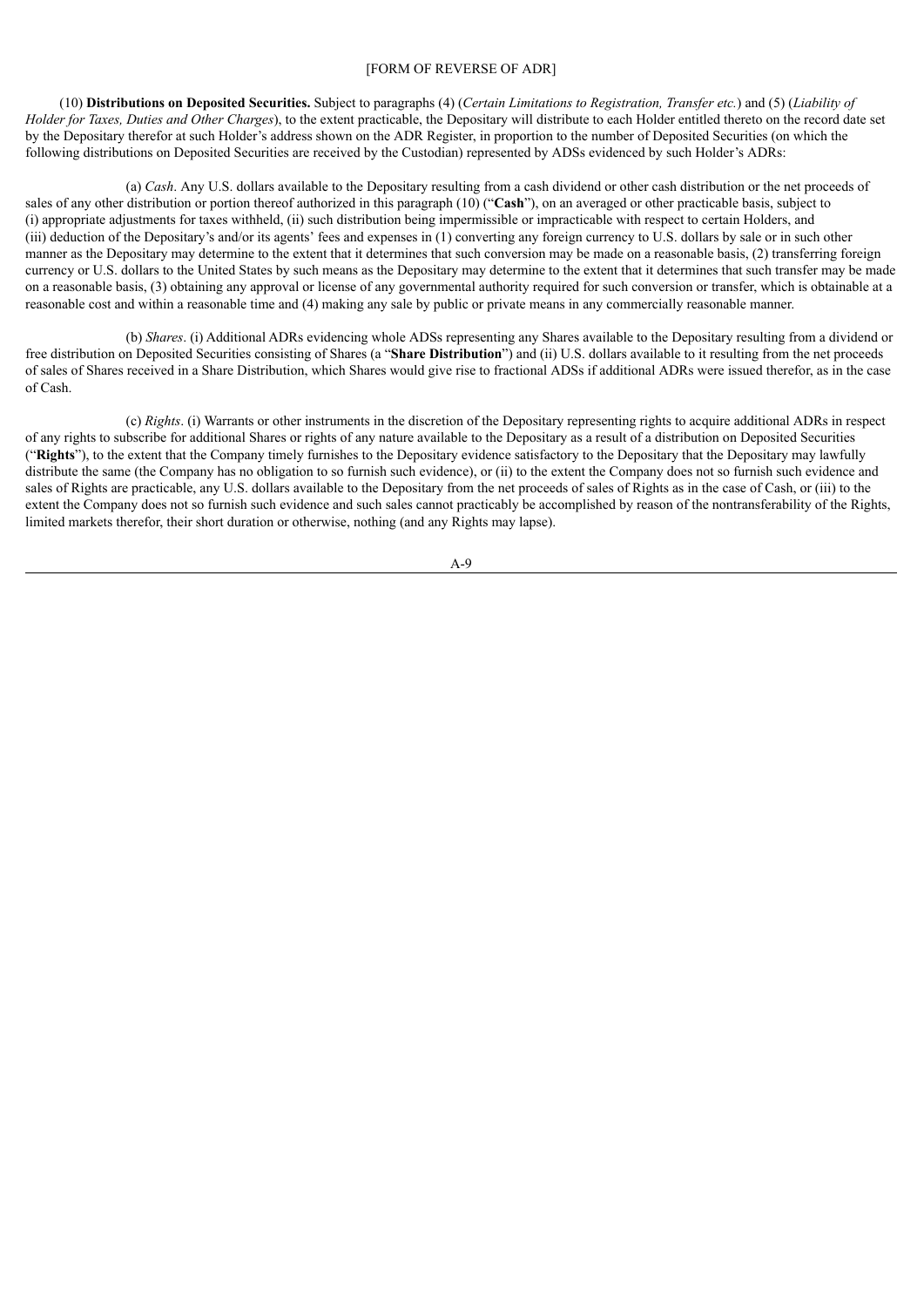[FORM OF REVERSE OF ADR]

(10) **Distributions on Deposited Securities.** Subject to paragraphs (4) (*Certain Limitations to Registration, Transfer etc.*) and (5) (*Liability of Holder for Taxes, Duties and Other Charges*), to the extent practicable, the Depositary will distribute to each Holder entitled thereto on the record date set by the Depositary therefor at such Holder's address shown on the ADR Register, in proportion to the number of Deposited Securities (on which the following distributions on Deposited Securities are received by the Custodian) represented by ADSs evidenced by such Holder's ADRs:

(a) *Cash*. Any U.S. dollars available to the Depositary resulting from a cash dividend or other cash distribution or the net proceeds of sales of any other distribution or portion thereof authorized in this paragraph (10) ("**Cash**"), on an averaged or other practicable basis, subject to (i) appropriate adjustments for taxes withheld, (ii) such distribution being impermissible or impracticable with respect to certain Holders, and (iii) deduction of the Depositary's and/or its agents' fees and expenses in (1) converting any foreign currency to U.S. dollars by sale or in such other manner as the Depositary may determine to the extent that it determines that such conversion may be made on a reasonable basis, (2) transferring foreign currency or U.S. dollars to the United States by such means as the Depositary may determine to the extent that it determines that such transfer may be made on a reasonable basis, (3) obtaining any approval or license of any governmental authority required for such conversion or transfer, which is obtainable at a reasonable cost and within a reasonable time and (4) making any sale by public or private means in any commercially reasonable manner.

(b) *Shares*. (i) Additional ADRs evidencing whole ADSs representing any Shares available to the Depositary resulting from a dividend or free distribution on Deposited Securities consisting of Shares (a "**Share Distribution**") and (ii) U.S. dollars available to it resulting from the net proceeds of sales of Shares received in a Share Distribution, which Shares would give rise to fractional ADSs if additional ADRs were issued therefor, as in the case of Cash.

(c) *Rights*. (i) Warrants or other instruments in the discretion of the Depositary representing rights to acquire additional ADRs in respect of any rights to subscribe for additional Shares or rights of any nature available to the Depositary as a result of a distribution on Deposited Securities ("**Rights**"), to the extent that the Company timely furnishes to the Depositary evidence satisfactory to the Depositary that the Depositary may lawfully distribute the same (the Company has no obligation to so furnish such evidence), or (ii) to the extent the Company does not so furnish such evidence and sales of Rights are practicable, any U.S. dollars available to the Depositary from the net proceeds of sales of Rights as in the case of Cash, or (iii) to the extent the Company does not so furnish such evidence and such sales cannot practicably be accomplished by reason of the nontransferability of the Rights, limited markets therefor, their short duration or otherwise, nothing (and any Rights may lapse).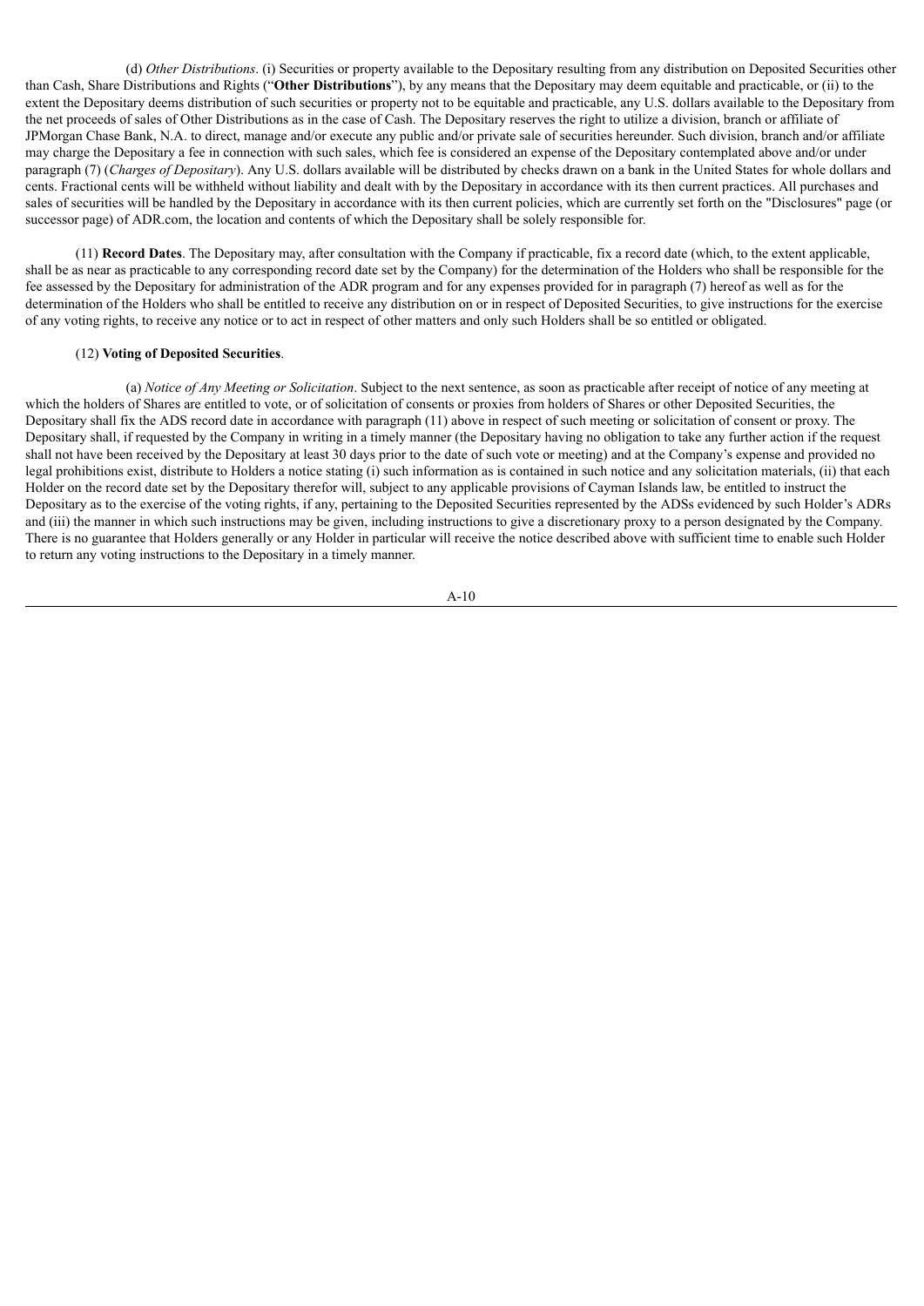(d) *Other Distributions*. (i) Securities or property available to the Depositary resulting from any distribution on Deposited Securities other than Cash, Share Distributions and Rights ("**Other Distributions**"), by any means that the Depositary may deem equitable and practicable, or (ii) to the extent the Depositary deems distribution of such securities or property not to be equitable and practicable, any U.S. dollars available to the Depositary from the net proceeds of sales of Other Distributions as in the case of Cash. The Depositary reserves the right to utilize a division, branch or affiliate of JPMorgan Chase Bank, N.A. to direct, manage and/or execute any public and/or private sale of securities hereunder. Such division, branch and/or affiliate may charge the Depositary a fee in connection with such sales, which fee is considered an expense of the Depositary contemplated above and/or under paragraph (7) (*Charges of Depositary*). Any U.S. dollars available will be distributed by checks drawn on a bank in the United States for whole dollars and cents. Fractional cents will be withheld without liability and dealt with by the Depositary in accordance with its then current practices. All purchases and sales of securities will be handled by the Depositary in accordance with its then current policies, which are currently set forth on the "Disclosures" page (or successor page) of ADR.com, the location and contents of which the Depositary shall be solely responsible for.

(11) **Record Dates**. The Depositary may, after consultation with the Company if practicable, fix a record date (which, to the extent applicable, shall be as near as practicable to any corresponding record date set by the Company) for the determination of the Holders who shall be responsible for the fee assessed by the Depositary for administration of the ADR program and for any expenses provided for in paragraph (7) hereof as well as for the determination of the Holders who shall be entitled to receive any distribution on or in respect of Deposited Securities, to give instructions for the exercise of any voting rights, to receive any notice or to act in respect of other matters and only such Holders shall be so entitled or obligated.

(12) **Voting of Deposited Securities**.

(a) *Notice of Any Meeting or Solicitation*. Subject to the next sentence, as soon as practicable after receipt of notice of any meeting at which the holders of Shares are entitled to vote, or of solicitation of consents or proxies from holders of Shares or other Deposited Securities, the Depositary shall fix the ADS record date in accordance with paragraph (11) above in respect of such meeting or solicitation of consent or proxy. The Depositary shall, if requested by the Company in writing in a timely manner (the Depositary having no obligation to take any further action if the request shall not have been received by the Depositary at least 30 days prior to the date of such vote or meeting) and at the Company's expense and provided no legal prohibitions exist, distribute to Holders a notice stating (i) such information as is contained in such notice and any solicitation materials, (ii) that each Holder on the record date set by the Depositary therefor will, subject to any applicable provisions of Cayman Islands law, be entitled to instruct the Depositary as to the exercise of the voting rights, if any, pertaining to the Deposited Securities represented by the ADSs evidenced by such Holder's ADRs and (iii) the manner in which such instructions may be given, including instructions to give a discretionary proxy to a person designated by the Company. There is no guarantee that Holders generally or any Holder in particular will receive the notice described above with sufficient time to enable such Holder to return any voting instructions to the Depositary in a timely manner.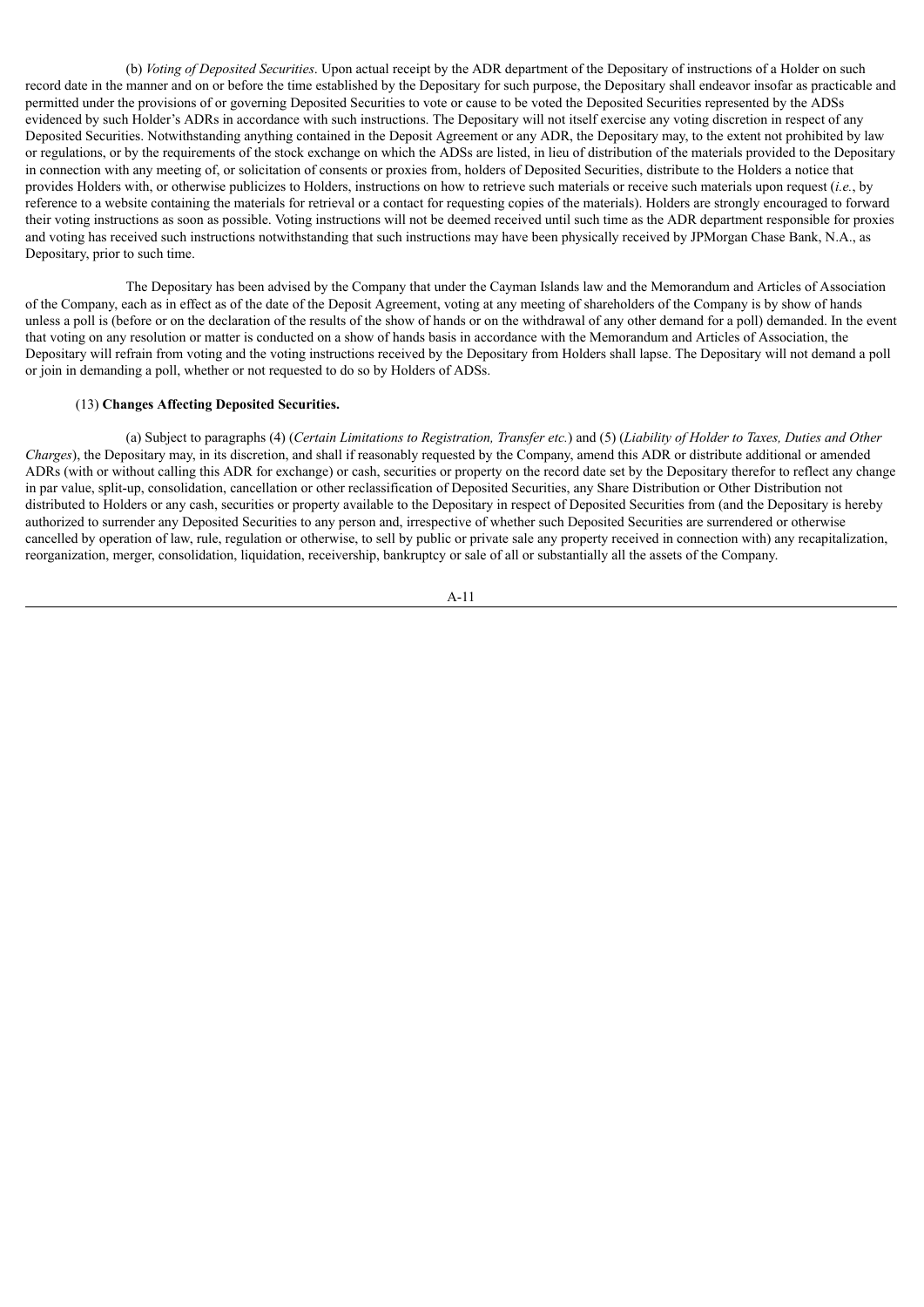(b) *Voting of Deposited Securities*. Upon actual receipt by the ADR department of the Depositary of instructions of a Holder on such record date in the manner and on or before the time established by the Depositary for such purpose, the Depositary shall endeavor insofar as practicable and permitted under the provisions of or governing Deposited Securities to vote or cause to be voted the Deposited Securities represented by the ADSs evidenced by such Holder's ADRs in accordance with such instructions. The Depositary will not itself exercise any voting discretion in respect of any Deposited Securities. Notwithstanding anything contained in the Deposit Agreement or any ADR, the Depositary may, to the extent not prohibited by law or regulations, or by the requirements of the stock exchange on which the ADSs are listed, in lieu of distribution of the materials provided to the Depositary in connection with any meeting of, or solicitation of consents or proxies from, holders of Deposited Securities, distribute to the Holders a notice that provides Holders with, or otherwise publicizes to Holders, instructions on how to retrieve such materials or receive such materials upon request (*i.e.*, by reference to a website containing the materials for retrieval or a contact for requesting copies of the materials). Holders are strongly encouraged to forward their voting instructions as soon as possible. Voting instructions will not be deemed received until such time as the ADR department responsible for proxies and voting has received such instructions notwithstanding that such instructions may have been physically received by JPMorgan Chase Bank, N.A., as Depositary, prior to such time.

The Depositary has been advised by the Company that under the Cayman Islands law and the Memorandum and Articles of Association of the Company, each as in effect as of the date of the Deposit Agreement, voting at any meeting of shareholders of the Company is by show of hands unless a poll is (before or on the declaration of the results of the show of hands or on the withdrawal of any other demand for a poll) demanded. In the event that voting on any resolution or matter is conducted on a show of hands basis in accordance with the Memorandum and Articles of Association, the Depositary will refrain from voting and the voting instructions received by the Depositary from Holders shall lapse. The Depositary will not demand a poll or join in demanding a poll, whether or not requested to do so by Holders of ADSs.

(13) **Changes Affecting Deposited Securities.**

(a) Subject to paragraphs (4) (*Certain Limitations to Registration, Transfer etc.*) and (5) (*Liability of Holder to Taxes, Duties and Other Charges*), the Depositary may, in its discretion, and shall if reasonably requested by the Company, amend this ADR or distribute additional or amended ADRs (with or without calling this ADR for exchange) or cash, securities or property on the record date set by the Depositary therefor to reflect any change in par value, split-up, consolidation, cancellation or other reclassification of Deposited Securities, any Share Distribution or Other Distribution not distributed to Holders or any cash, securities or property available to the Depositary in respect of Deposited Securities from (and the Depositary is hereby authorized to surrender any Deposited Securities to any person and, irrespective of whether such Deposited Securities are surrendered or otherwise cancelled by operation of law, rule, regulation or otherwise, to sell by public or private sale any property received in connection with) any recapitalization, reorganization, merger, consolidation, liquidation, receivership, bankruptcy or sale of all or substantially all the assets of the Company.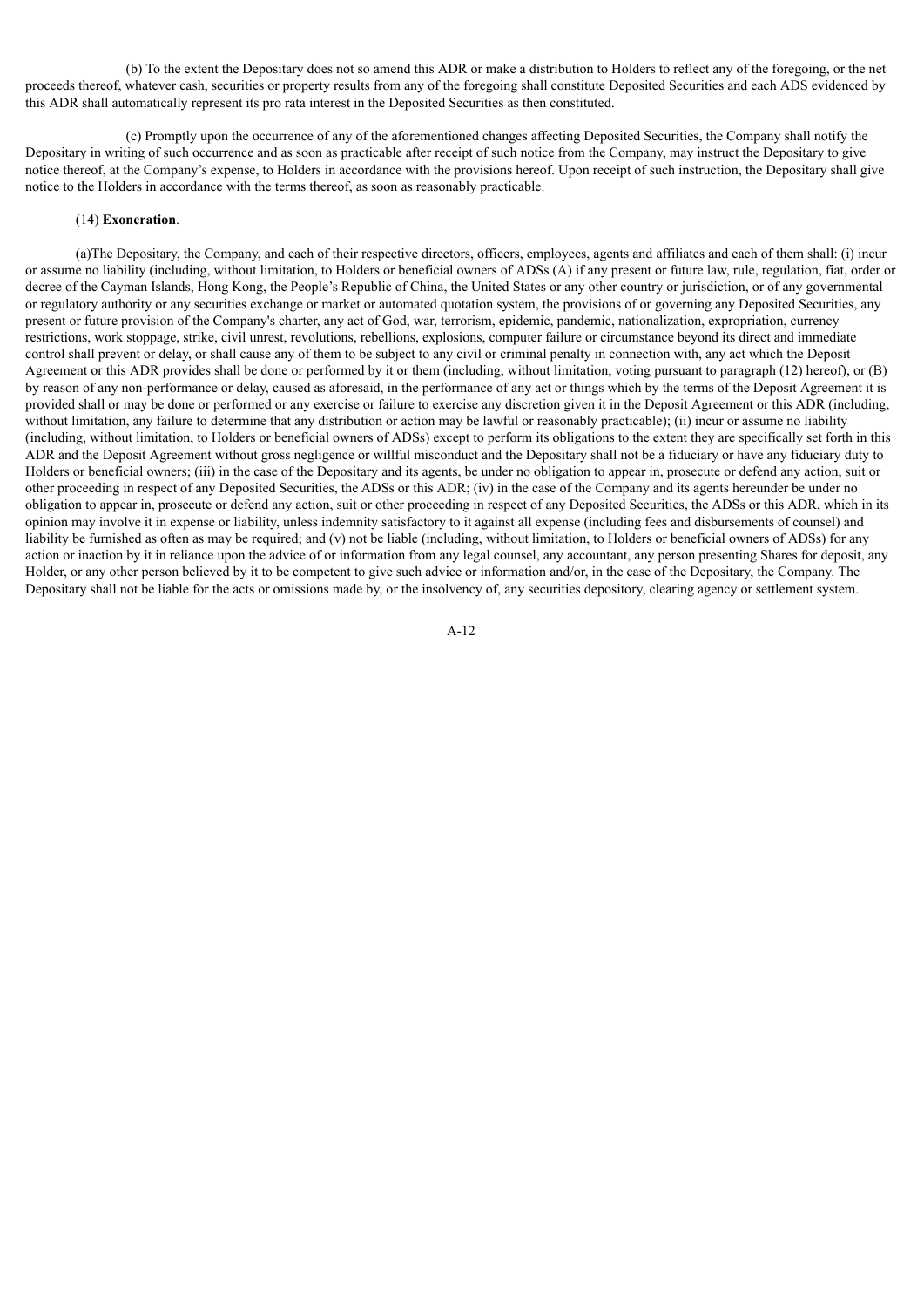(b) To the extent the Depositary does not so amend this ADR or make a distribution to Holders to reflect any of the foregoing, or the net proceeds thereof, whatever cash, securities or property results from any of the foregoing shall constitute Deposited Securities and each ADS evidenced by this ADR shall automatically represent its pro rata interest in the Deposited Securities as then constituted.

(c) Promptly upon the occurrence of any of the aforementioned changes affecting Deposited Securities, the Company shall notify the Depositary in writing of such occurrence and as soon as practicable after receipt of such notice from the Company, may instruct the Depositary to give notice thereof, at the Company's expense, to Holders in accordance with the provisions hereof. Upon receipt of such instruction, the Depositary shall give notice to the Holders in accordance with the terms thereof, as soon as reasonably practicable.

(14) **Exoneration**.

(a)The Depositary, the Company, and each of their respective directors, officers, employees, agents and affiliates and each of them shall: (i) incur or assume no liability (including, without limitation, to Holders or beneficial owners of ADSs (A) if any present or future law, rule, regulation, fiat, order or decree of the Cayman Islands, Hong Kong, the People's Republic of China, the United States or any other country or jurisdiction, or of any governmental or regulatory authority or any securities exchange or market or automated quotation system, the provisions of or governing any Deposited Securities, any present or future provision of the Company's charter, any act of God, war, terrorism, epidemic, pandemic, nationalization, expropriation, currency restrictions, work stoppage, strike, civil unrest, revolutions, rebellions, explosions, computer failure or circumstance beyond its direct and immediate control shall prevent or delay, or shall cause any of them to be subject to any civil or criminal penalty in connection with, any act which the Deposit Agreement or this ADR provides shall be done or performed by it or them (including, without limitation, voting pursuant to paragraph (12) hereof), or (B) by reason of any non-performance or delay, caused as aforesaid, in the performance of any act or things which by the terms of the Deposit Agreement it is provided shall or may be done or performed or any exercise or failure to exercise any discretion given it in the Deposit Agreement or this ADR (including, without limitation, any failure to determine that any distribution or action may be lawful or reasonably practicable); (ii) incur or assume no liability (including, without limitation, to Holders or beneficial owners of ADSs) except to perform its obligations to the extent they are specifically set forth in this ADR and the Deposit Agreement without gross negligence or willful misconduct and the Depositary shall not be a fiduciary or have any fiduciary duty to Holders or beneficial owners; (iii) in the case of the Depositary and its agents, be under no obligation to appear in, prosecute or defend any action, suit or other proceeding in respect of any Deposited Securities, the ADSs or this ADR; (iv) in the case of the Company and its agents hereunder be under no obligation to appear in, prosecute or defend any action, suit or other proceeding in respect of any Deposited Securities, the ADSs or this ADR, which in its opinion may involve it in expense or liability, unless indemnity satisfactory to it against all expense (including fees and disbursements of counsel) and liability be furnished as often as may be required; and (v) not be liable (including, without limitation, to Holders or beneficial owners of ADSs) for any action or inaction by it in reliance upon the advice of or information from any legal counsel, any accountant, any person presenting Shares for deposit, any Holder, or any other person believed by it to be competent to give such advice or information and/or, in the case of the Depositary, the Company. The Depositary shall not be liable for the acts or omissions made by, or the insolvency of, any securities depository, clearing agency or settlement system.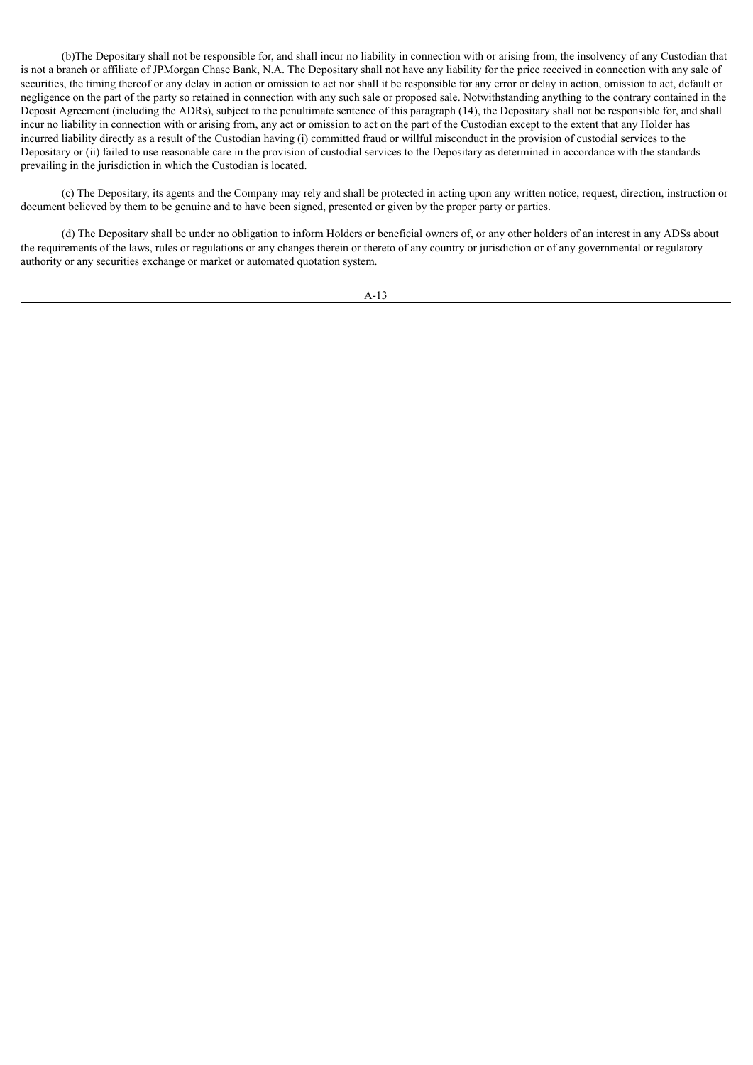(b)The Depositary shall not be responsible for, and shall incur no liability in connection with or arising from, the insolvency of any Custodian that is not a branch or affiliate of JPMorgan Chase Bank, N.A. The Depositary shall not have any liability for the price received in connection with any sale of securities, the timing thereof or any delay in action or omission to act nor shall it be responsible for any error or delay in action, omission to act, default or negligence on the part of the party so retained in connection with any such sale or proposed sale. Notwithstanding anything to the contrary contained in the Deposit Agreement (including the ADRs), subject to the penultimate sentence of this paragraph (14), the Depositary shall not be responsible for, and shall incur no liability in connection with or arising from, any act or omission to act on the part of the Custodian except to the extent that any Holder has incurred liability directly as a result of the Custodian having (i) committed fraud or willful misconduct in the provision of custodial services to the Depositary or (ii) failed to use reasonable care in the provision of custodial services to the Depositary as determined in accordance with the standards prevailing in the jurisdiction in which the Custodian is located.

(c) The Depositary, its agents and the Company may rely and shall be protected in acting upon any written notice, request, direction, instruction or document believed by them to be genuine and to have been signed, presented or given by the proper party or parties.

(d) The Depositary shall be under no obligation to inform Holders or beneficial owners of, or any other holders of an interest in any ADSs about the requirements of the laws, rules or regulations or any changes therein or thereto of any country or jurisdiction or of any governmental or regulatory authority or any securities exchange or market or automated quotation system.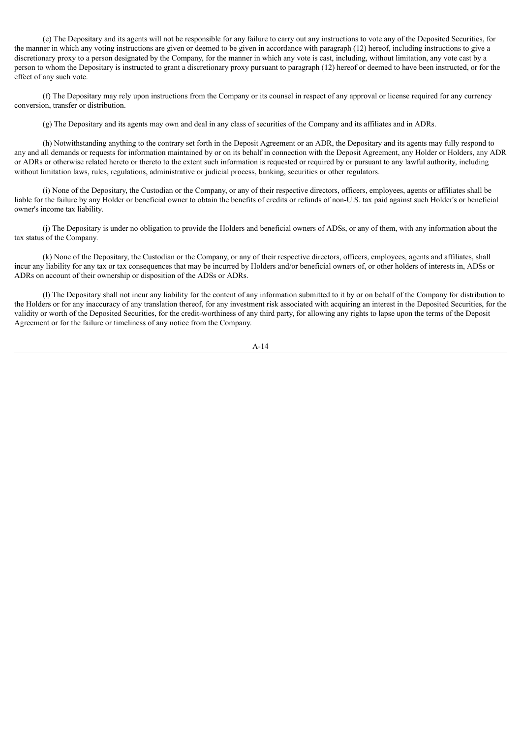(e) The Depositary and its agents will not be responsible for any failure to carry out any instructions to vote any of the Deposited Securities, for the manner in which any voting instructions are given or deemed to be given in accordance with paragraph (12) hereof, including instructions to give a discretionary proxy to a person designated by the Company, for the manner in which any vote is cast, including, without limitation, any vote cast by a person to whom the Depositary is instructed to grant a discretionary proxy pursuant to paragraph (12) hereof or deemed to have been instructed, or for the effect of any such vote.

(f) The Depositary may rely upon instructions from the Company or its counsel in respect of any approval or license required for any currency conversion, transfer or distribution.

(g) The Depositary and its agents may own and deal in any class of securities of the Company and its affiliates and in ADRs.

(h) Notwithstanding anything to the contrary set forth in the Deposit Agreement or an ADR, the Depositary and its agents may fully respond to any and all demands or requests for information maintained by or on its behalf in connection with the Deposit Agreement, any Holder or Holders, any ADR or ADRs or otherwise related hereto or thereto to the extent such information is requested or required by or pursuant to any lawful authority, including without limitation laws, rules, regulations, administrative or judicial process, banking, securities or other regulators.

(i) None of the Depositary, the Custodian or the Company, or any of their respective directors, officers, employees, agents or affiliates shall be liable for the failure by any Holder or beneficial owner to obtain the benefits of credits or refunds of non-U.S. tax paid against such Holder's or beneficial owner's income tax liability.

(j) The Depositary is under no obligation to provide the Holders and beneficial owners of ADSs, or any of them, with any information about the tax status of the Company.

(k) None of the Depositary, the Custodian or the Company, or any of their respective directors, officers, employees, agents and affiliates, shall incur any liability for any tax or tax consequences that may be incurred by Holders and/or beneficial owners of, or other holders of interests in, ADSs or ADRs on account of their ownership or disposition of the ADSs or ADRs.

(l) The Depositary shall not incur any liability for the content of any information submitted to it by or on behalf of the Company for distribution to the Holders or for any inaccuracy of any translation thereof, for any investment risk associated with acquiring an interest in the Deposited Securities, for the validity or worth of the Deposited Securities, for the credit-worthiness of any third party, for allowing any rights to lapse upon the terms of the Deposit Agreement or for the failure or timeliness of any notice from the Company.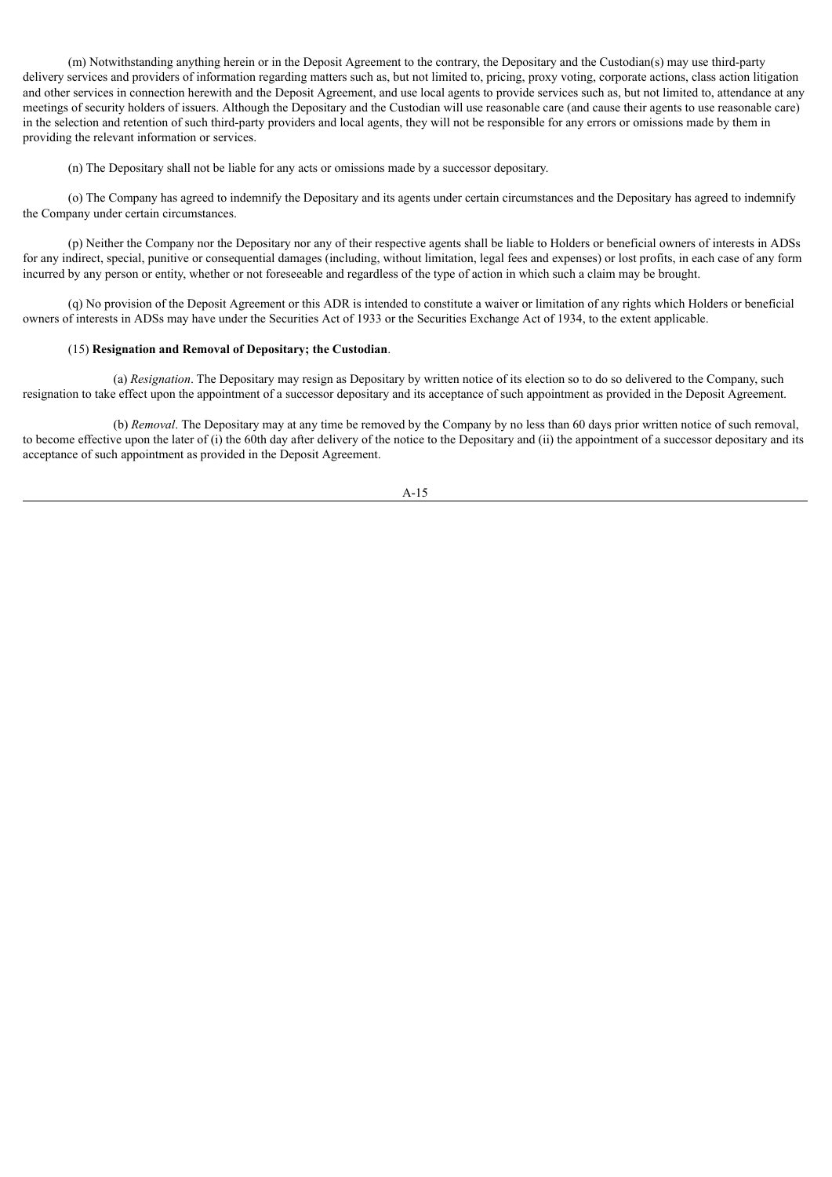(m) Notwithstanding anything herein or in the Deposit Agreement to the contrary, the Depositary and the Custodian(s) may use third-party delivery services and providers of information regarding matters such as, but not limited to, pricing, proxy voting, corporate actions, class action litigation and other services in connection herewith and the Deposit Agreement, and use local agents to provide services such as, but not limited to, attendance at any meetings of security holders of issuers. Although the Depositary and the Custodian will use reasonable care (and cause their agents to use reasonable care) in the selection and retention of such third-party providers and local agents, they will not be responsible for any errors or omissions made by them in providing the relevant information or services.

(n) The Depositary shall not be liable for any acts or omissions made by a successor depositary.

(o) The Company has agreed to indemnify the Depositary and its agents under certain circumstances and the Depositary has agreed to indemnify the Company under certain circumstances.

(p) Neither the Company nor the Depositary nor any of their respective agents shall be liable to Holders or beneficial owners of interests in ADSs for any indirect, special, punitive or consequential damages (including, without limitation, legal fees and expenses) or lost profits, in each case of any form incurred by any person or entity, whether or not foreseeable and regardless of the type of action in which such a claim may be brought.

(q) No provision of the Deposit Agreement or this ADR is intended to constitute a waiver or limitation of any rights which Holders or beneficial owners of interests in ADSs may have under the Securities Act of 1933 or the Securities Exchange Act of 1934, to the extent applicable.

(15) **Resignation and Removal of Depositary; the Custodian**.

(a) *Resignation*. The Depositary may resign as Depositary by written notice of its election so to do so delivered to the Company, such resignation to take effect upon the appointment of a successor depositary and its acceptance of such appointment as provided in the Deposit Agreement.

(b) *Removal*. The Depositary may at any time be removed by the Company by no less than 60 days prior written notice of such removal, to become effective upon the later of (i) the 60th day after delivery of the notice to the Depositary and (ii) the appointment of a successor depositary and its acceptance of such appointment as provided in the Deposit Agreement.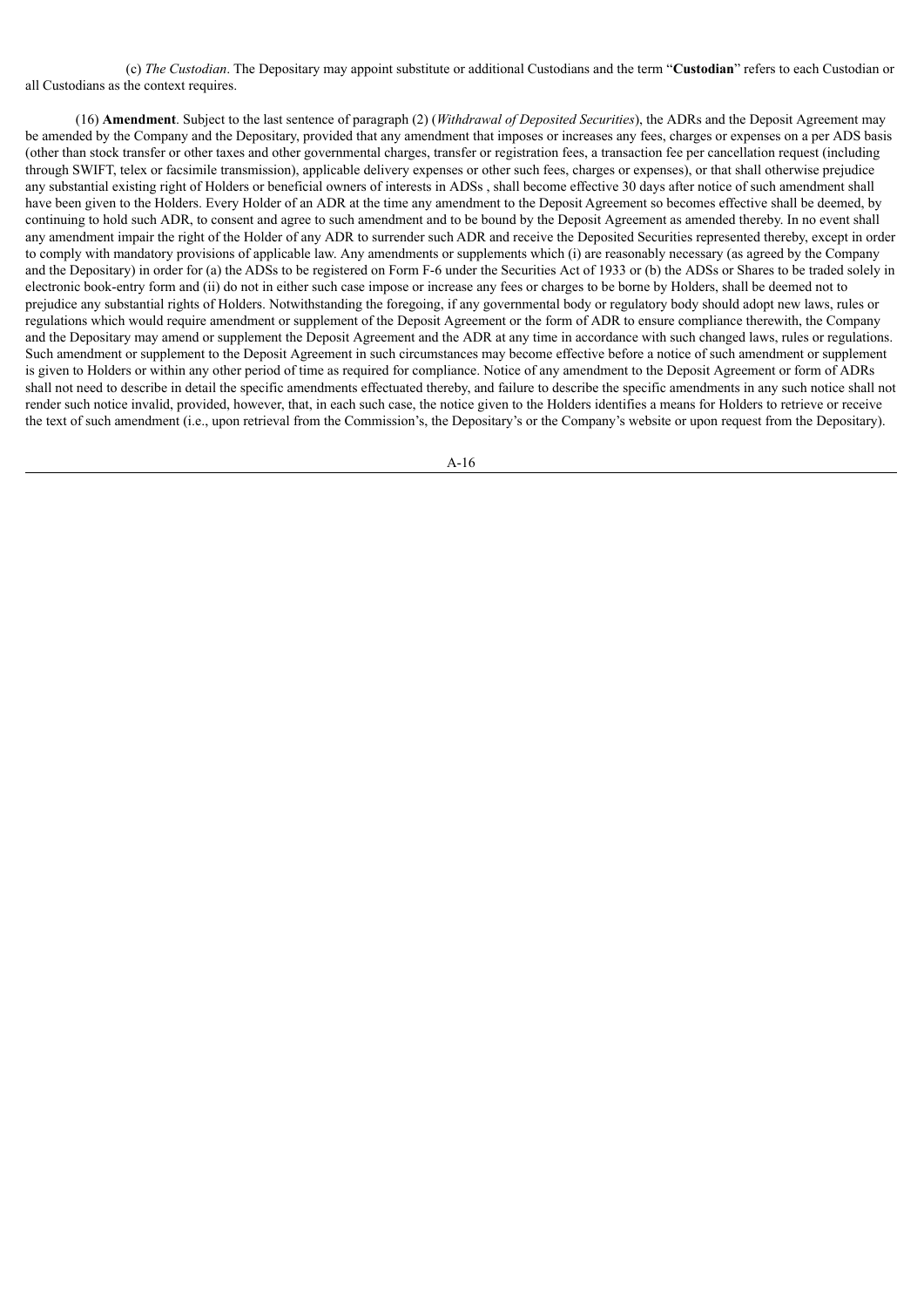(c) *The Custodian*. The Depositary may appoint substitute or additional Custodians and the term "**Custodian**" refers to each Custodian or all Custodians as the context requires.

(16) **Amendment**. Subject to the last sentence of paragraph (2) (*Withdrawal of Deposited Securities*), the ADRs and the Deposit Agreement may be amended by the Company and the Depositary, provided that any amendment that imposes or increases any fees, charges or expenses on a per ADS basis (other than stock transfer or other taxes and other governmental charges, transfer or registration fees, a transaction fee per cancellation request (including through SWIFT, telex or facsimile transmission), applicable delivery expenses or other such fees, charges or expenses), or that shall otherwise prejudice any substantial existing right of Holders or beneficial owners of interests in ADSs , shall become effective 30 days after notice of such amendment shall have been given to the Holders. Every Holder of an ADR at the time any amendment to the Deposit Agreement so becomes effective shall be deemed, by continuing to hold such ADR, to consent and agree to such amendment and to be bound by the Deposit Agreement as amended thereby. In no event shall any amendment impair the right of the Holder of any ADR to surrender such ADR and receive the Deposited Securities represented thereby, except in order to comply with mandatory provisions of applicable law. Any amendments or supplements which (i) are reasonably necessary (as agreed by the Company and the Depositary) in order for (a) the ADSs to be registered on Form F-6 under the Securities Act of 1933 or (b) the ADSs or Shares to be traded solely in electronic book-entry form and (ii) do not in either such case impose or increase any fees or charges to be borne by Holders, shall be deemed not to prejudice any substantial rights of Holders. Notwithstanding the foregoing, if any governmental body or regulatory body should adopt new laws, rules or regulations which would require amendment or supplement of the Deposit Agreement or the form of ADR to ensure compliance therewith, the Company and the Depositary may amend or supplement the Deposit Agreement and the ADR at any time in accordance with such changed laws, rules or regulations. Such amendment or supplement to the Deposit Agreement in such circumstances may become effective before a notice of such amendment or supplement is given to Holders or within any other period of time as required for compliance. Notice of any amendment to the Deposit Agreement or form of ADRs shall not need to describe in detail the specific amendments effectuated thereby, and failure to describe the specific amendments in any such notice shall not render such notice invalid, provided, however, that, in each such case, the notice given to the Holders identifies a means for Holders to retrieve or receive the text of such amendment (i.e., upon retrieval from the Commission's, the Depositary's or the Company's website or upon request from the Depositary).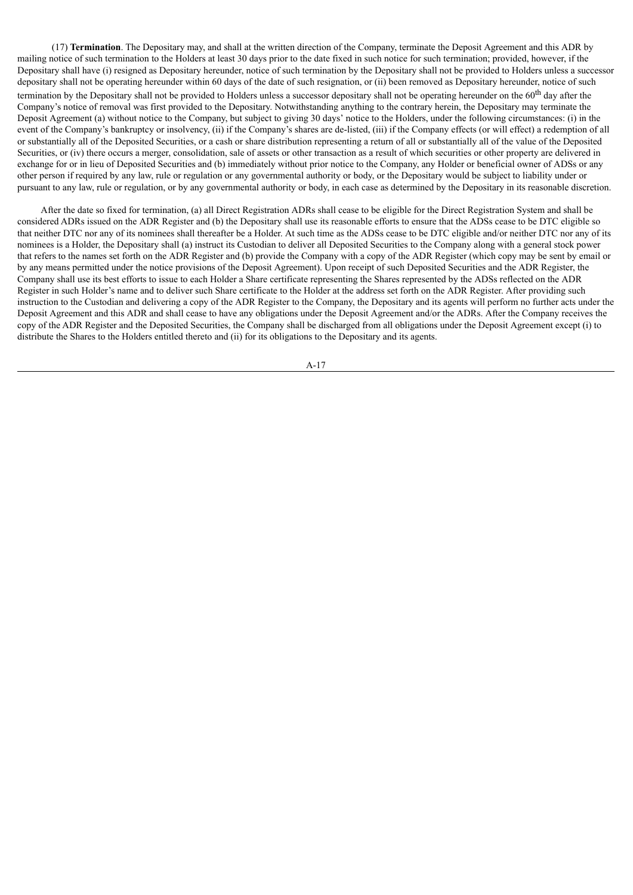(17) **Termination**. The Depositary may, and shall at the written direction of the Company, terminate the Deposit Agreement and this ADR by mailing notice of such termination to the Holders at least 30 days prior to the date fixed in such notice for such termination; provided, however, if the Depositary shall have (i) resigned as Depositary hereunder, notice of such termination by the Depositary shall not be provided to Holders unless a successor depositary shall not be operating hereunder within 60 days of the date of such resignation, or (ii) been removed as Depositary hereunder, notice of such termination by the Depositary shall not be provided to Holders unless a successor depositary shall not be operating hereunder on the 60th day after the Company's notice of removal was first provided to the Depositary. Notwithstanding anything to the contrary herein, the Depositary may terminate the Deposit Agreement (a) without notice to the Company, but subject to giving 30 days' notice to the Holders, under the following circumstances: (i) in the event of the Company's bankruptcy or insolvency, (ii) if the Company's shares are de-listed, (iii) if the Company effects (or will effect) a redemption of all or substantially all of the Deposited Securities, or a cash or share distribution representing a return of all or substantially all of the value of the Deposited Securities, or (iv) there occurs a merger, consolidation, sale of assets or other transaction as a result of which securities or other property are delivered in exchange for or in lieu of Deposited Securities and (b) immediately without prior notice to the Company, any Holder or beneficial owner of ADSs or any other person if required by any law, rule or regulation or any governmental authority or body, or the Depositary would be subject to liability under or pursuant to any law, rule or regulation, or by any governmental authority or body, in each case as determined by the Depositary in its reasonable discretion.

After the date so fixed for termination, (a) all Direct Registration ADRs shall cease to be eligible for the Direct Registration System and shall be considered ADRs issued on the ADR Register and (b) the Depositary shall use its reasonable efforts to ensure that the ADSs cease to be DTC eligible so that neither DTC nor any of its nominees shall thereafter be a Holder. At such time as the ADSs cease to be DTC eligible and/or neither DTC nor any of its nominees is a Holder, the Depositary shall (a) instruct its Custodian to deliver all Deposited Securities to the Company along with a general stock power that refers to the names set forth on the ADR Register and (b) provide the Company with a copy of the ADR Register (which copy may be sent by email or by any means permitted under the notice provisions of the Deposit Agreement). Upon receipt of such Deposited Securities and the ADR Register, the Company shall use its best efforts to issue to each Holder a Share certificate representing the Shares represented by the ADSs reflected on the ADR Register in such Holder's name and to deliver such Share certificate to the Holder at the address set forth on the ADR Register. After providing such instruction to the Custodian and delivering a copy of the ADR Register to the Company, the Depositary and its agents will perform no further acts under the Deposit Agreement and this ADR and shall cease to have any obligations under the Deposit Agreement and/or the ADRs. After the Company receives the copy of the ADR Register and the Deposited Securities, the Company shall be discharged from all obligations under the Deposit Agreement except (i) to distribute the Shares to the Holders entitled thereto and (ii) for its obligations to the Depositary and its agents.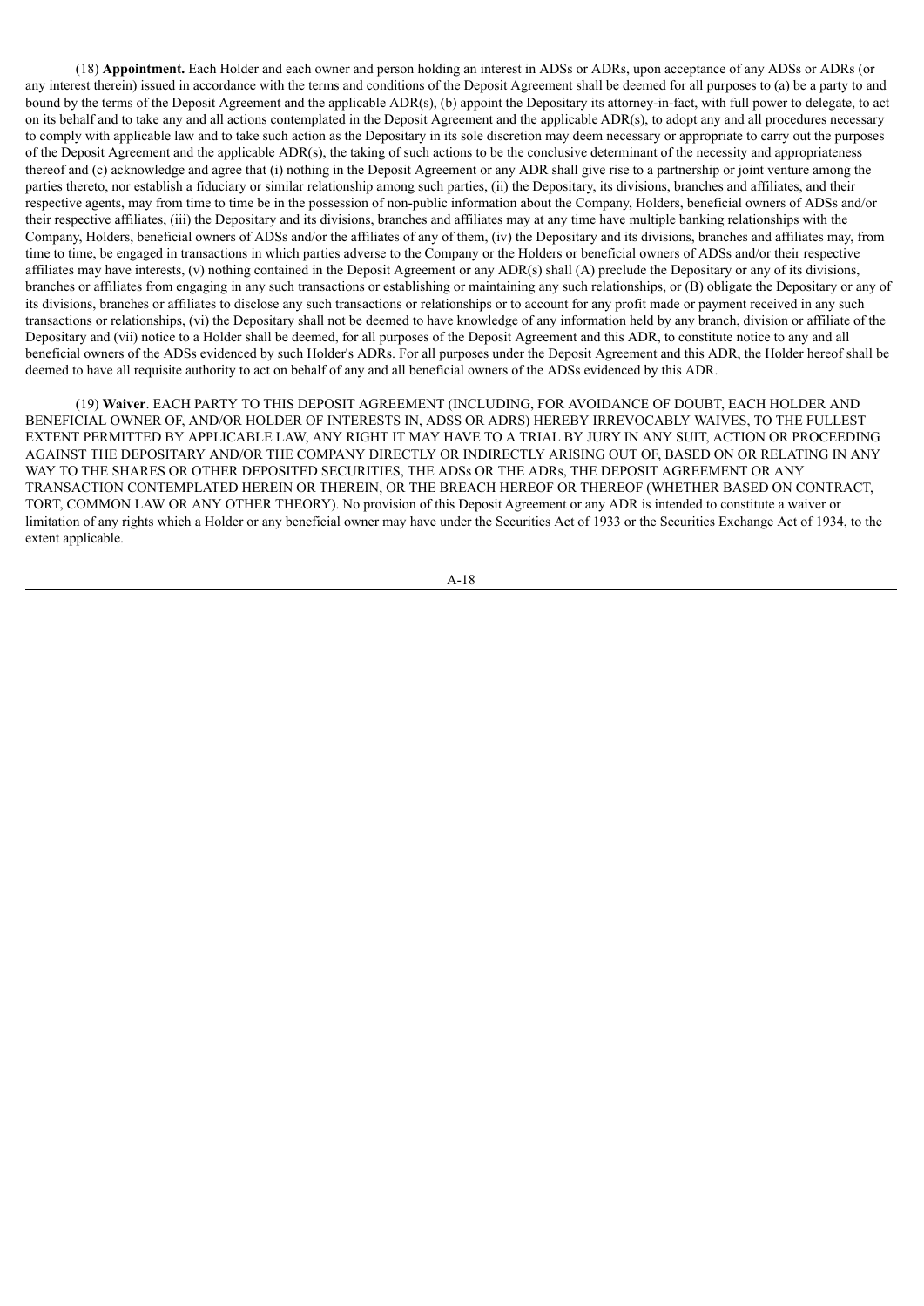(18) **Appointment.** Each Holder and each owner and person holding an interest in ADSs or ADRs, upon acceptance of any ADSs or ADRs (or any interest therein) issued in accordance with the terms and conditions of the Deposit Agreement shall be deemed for all purposes to (a) be a party to and bound by the terms of the Deposit Agreement and the applicable ADR(s), (b) appoint the Depositary its attorney-in-fact, with full power to delegate, to act on its behalf and to take any and all actions contemplated in the Deposit Agreement and the applicable ADR(s), to adopt any and all procedures necessary to comply with applicable law and to take such action as the Depositary in its sole discretion may deem necessary or appropriate to carry out the purposes of the Deposit Agreement and the applicable ADR(s), the taking of such actions to be the conclusive determinant of the necessity and appropriateness thereof and (c) acknowledge and agree that (i) nothing in the Deposit Agreement or any ADR shall give rise to a partnership or joint venture among the parties thereto, nor establish a fiduciary or similar relationship among such parties, (ii) the Depositary, its divisions, branches and affiliates, and their respective agents, may from time to time be in the possession of non-public information about the Company, Holders, beneficial owners of ADSs and/or their respective affiliates, (iii) the Depositary and its divisions, branches and affiliates may at any time have multiple banking relationships with the Company, Holders, beneficial owners of ADSs and/or the affiliates of any of them, (iv) the Depositary and its divisions, branches and affiliates may, from time to time, be engaged in transactions in which parties adverse to the Company or the Holders or beneficial owners of ADSs and/or their respective affiliates may have interests, (v) nothing contained in the Deposit Agreement or any ADR(s) shall (A) preclude the Depositary or any of its divisions, branches or affiliates from engaging in any such transactions or establishing or maintaining any such relationships, or (B) obligate the Depositary or any of its divisions, branches or affiliates to disclose any such transactions or relationships or to account for any profit made or payment received in any such transactions or relationships, (vi) the Depositary shall not be deemed to have knowledge of any information held by any branch, division or affiliate of the Depositary and (vii) notice to a Holder shall be deemed, for all purposes of the Deposit Agreement and this ADR, to constitute notice to any and all beneficial owners of the ADSs evidenced by such Holder's ADRs. For all purposes under the Deposit Agreement and this ADR, the Holder hereof shall be deemed to have all requisite authority to act on behalf of any and all beneficial owners of the ADSs evidenced by this ADR.

(19) **Waiver**. EACH PARTY TO THIS DEPOSIT AGREEMENT (INCLUDING, FOR AVOIDANCE OF DOUBT, EACH HOLDER AND BENEFICIAL OWNER OF, AND/OR HOLDER OF INTERESTS IN, ADSS OR ADRS) HEREBY IRREVOCABLY WAIVES, TO THE FULLEST EXTENT PERMITTED BY APPLICABLE LAW, ANY RIGHT IT MAY HAVE TO A TRIAL BY JURY IN ANY SUIT, ACTION OR PROCEEDING AGAINST THE DEPOSITARY AND/OR THE COMPANY DIRECTLY OR INDIRECTLY ARISING OUT OF, BASED ON OR RELATING IN ANY WAY TO THE SHARES OR OTHER DEPOSITED SECURITIES, THE ADSs OR THE ADRs, THE DEPOSIT AGREEMENT OR ANY TRANSACTION CONTEMPLATED HEREIN OR THEREIN, OR THE BREACH HEREOF OR THEREOF (WHETHER BASED ON CONTRACT, TORT, COMMON LAW OR ANY OTHER THEORY). No provision of this Deposit Agreement or any ADR is intended to constitute a waiver or limitation of any rights which a Holder or any beneficial owner may have under the Securities Act of 1933 or the Securities Exchange Act of 1934, to the extent applicable.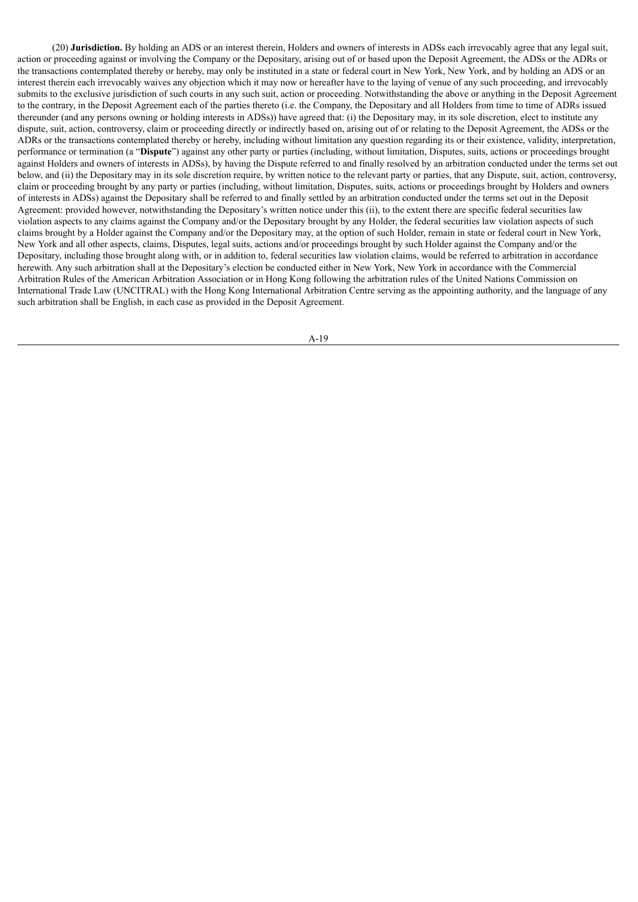(20) **Jurisdiction.** By holding an ADS or an interest therein, Holders and owners of interests in ADSs each irrevocably agree that any legal suit, action or proceeding against or involving the Company or the Depositary, arising out of or based upon the Deposit Agreement, the ADSs or the ADRs or the transactions contemplated thereby or hereby, may only be instituted in a state or federal court in New York, New York, and by holding an ADS or an interest therein each irrevocably waives any objection which it may now or hereafter have to the laying of venue of any such proceeding, and irrevocably submits to the exclusive jurisdiction of such courts in any such suit, action or proceeding. Notwithstanding the above or anything in the Deposit Agreement to the contrary, in the Deposit Agreement each of the parties thereto (i.e. the Company, the Depositary and all Holders from time to time of ADRs issued thereunder (and any persons owning or holding interests in ADSs)) have agreed that: (i) the Depositary may, in its sole discretion, elect to institute any dispute, suit, action, controversy, claim or proceeding directly or indirectly based on, arising out of or relating to the Deposit Agreement, the ADSs or the ADRs or the transactions contemplated thereby or hereby, including without limitation any question regarding its or their existence, validity, interpretation, performance or termination (a "**Dispute**") against any other party or parties (including, without limitation, Disputes, suits, actions or proceedings brought against Holders and owners of interests in ADSs), by having the Dispute referred to and finally resolved by an arbitration conducted under the terms set out below, and (ii) the Depositary may in its sole discretion require, by written notice to the relevant party or parties, that any Dispute, suit, action, controversy, claim or proceeding brought by any party or parties (including, without limitation, Disputes, suits, actions or proceedings brought by Holders and owners of interests in ADSs) against the Depositary shall be referred to and finally settled by an arbitration conducted under the terms set out in the Deposit Agreement: provided however, notwithstanding the Depositary's written notice under this (ii), to the extent there are specific federal securities law violation aspects to any claims against the Company and/or the Depositary brought by any Holder, the federal securities law violation aspects of such claims brought by a Holder against the Company and/or the Depositary may, at the option of such Holder, remain in state or federal court in New York, New York and all other aspects, claims, Disputes, legal suits, actions and/or proceedings brought by such Holder against the Company and/or the Depositary, including those brought along with, or in addition to, federal securities law violation claims, would be referred to arbitration in accordance herewith. Any such arbitration shall at the Depositary's election be conducted either in New York, New York in accordance with the Commercial Arbitration Rules of the American Arbitration Association or in Hong Kong following the arbitration rules of the United Nations Commission on International Trade Law (UNCITRAL) with the Hong Kong International Arbitration Centre serving as the appointing authority, and the language of any such arbitration shall be English, in each case as provided in the Deposit Agreement.